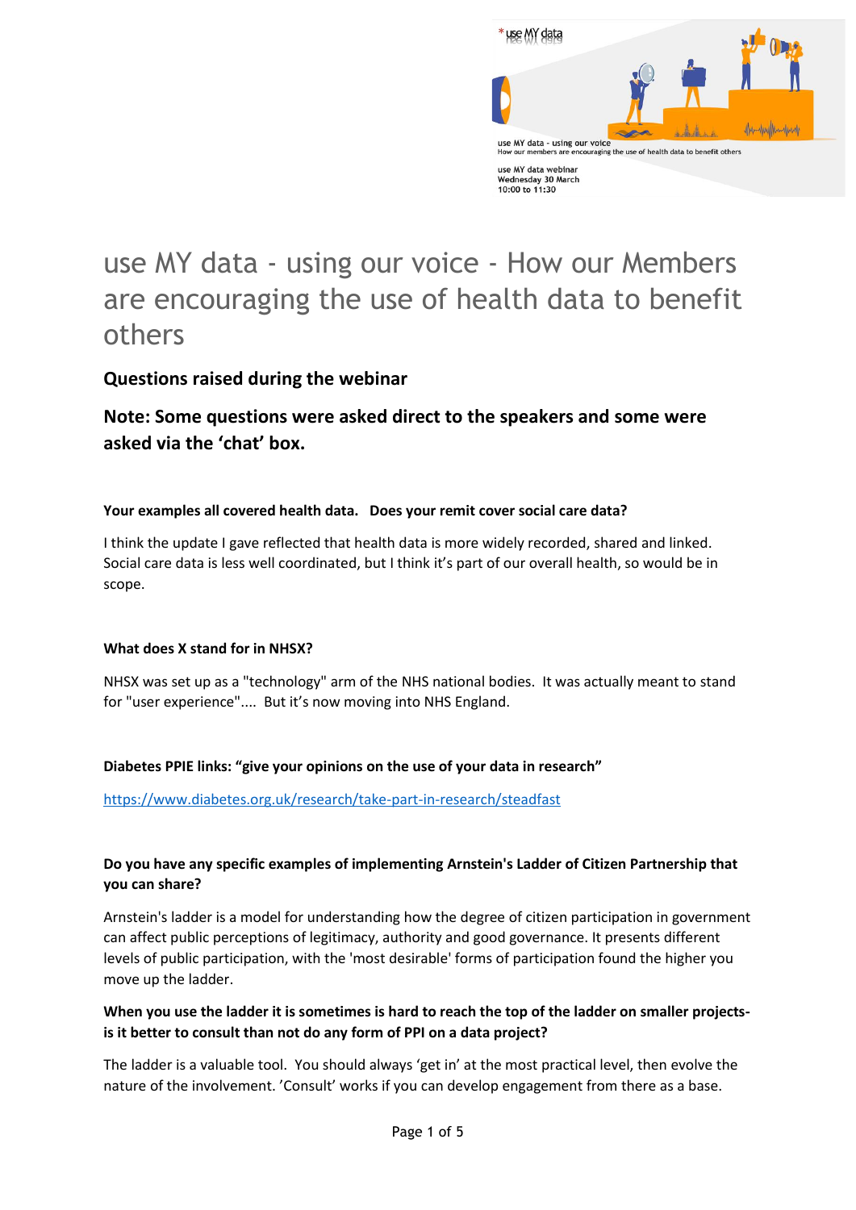\* use MY data

use MY data - using our voice
How our members are encouraging the use of health data to benefit others

use MY data webinar
Wednesday 30 March
10:00 to 11:30

# use MY data - using our voice - How our Members are encouraging the use of health data to benefit others

## Questions raised during the webinar

## Note: Some questions were asked direct to the speakers and some were asked via the 'chat' box.

**Your examples all covered health data. Does your remit cover social care data?**

I think the update I gave reflected that health data is more widely recorded, shared and linked. Social care data is less well coordinated, but I think it's part of our overall health, so would be in scope.

**What does X stand for in NHSX?**

NHSX was set up as a "technology" arm of the NHS national bodies. It was actually meant to stand for "user experience".... But it's now moving into NHS England.

**Diabetes PPIE links: "give your opinions on the use of your data in research"**

https://www.diabetes.org.uk/research/take-part-in-research/steadfast

**Do you have any specific examples of implementing Arnstein's Ladder of Citizen Partnership that you can share?**

Arnstein's ladder is a model for understanding how the degree of citizen participation in government can affect public perceptions of legitimacy, authority and good governance. It presents different levels of public participation, with the 'most desirable' forms of participation found the higher you move up the ladder.

**When you use the ladder it is sometimes is hard to reach the top of the ladder on smaller projects- is it better to consult than not do any form of PPI on a data project?**

The ladder is a valuable tool. You should always 'get in' at the most practical level, then evolve the nature of the involvement. 'Consult' works if you can develop engagement from there as a base.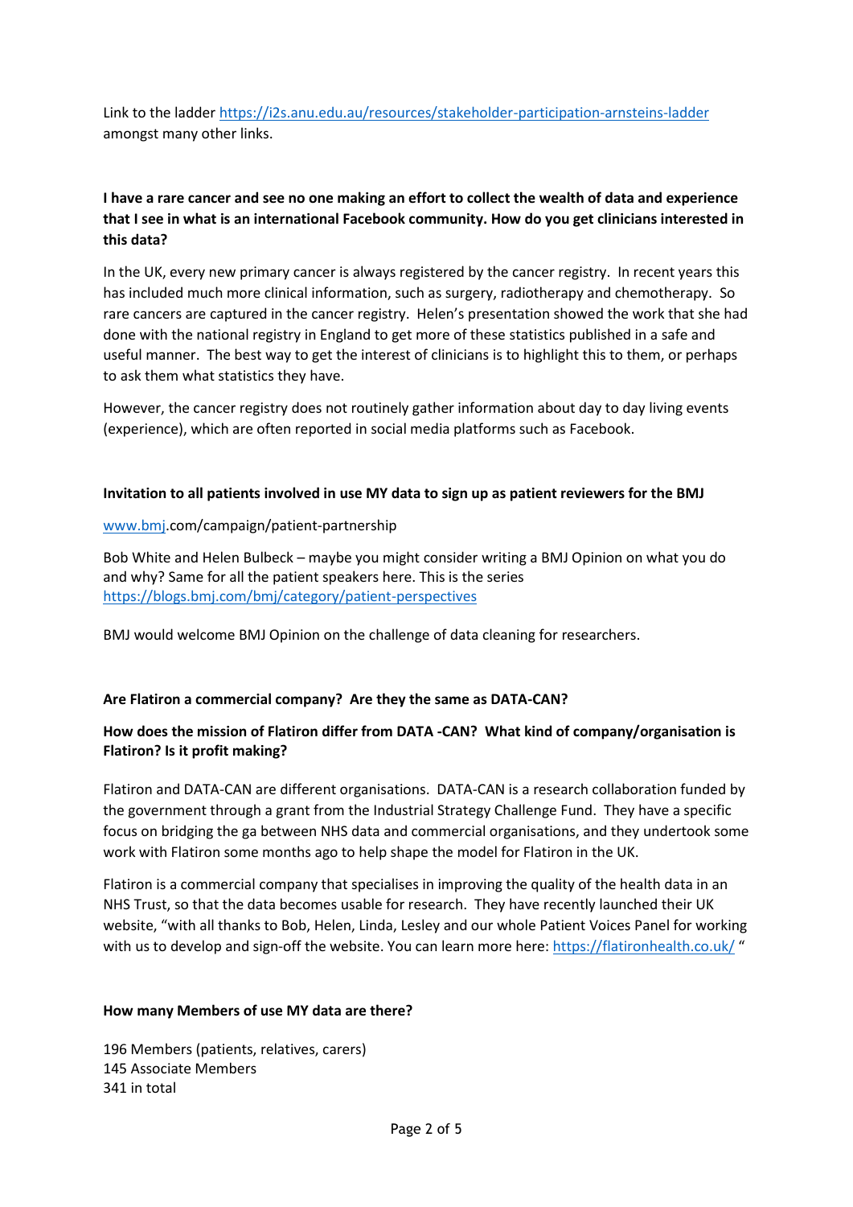Link to the ladder https://i2s.anu.edu.au/resources/stakeholder-participation-arnsteins-ladder amongst many other links.

**I have a rare cancer and see no one making an effort to collect the wealth of data and experience that I see in what is an international Facebook community. How do you get clinicians interested in this data?**

In the UK, every new primary cancer is always registered by the cancer registry. In recent years this has included much more clinical information, such as surgery, radiotherapy and chemotherapy. So rare cancers are captured in the cancer registry. Helen's presentation showed the work that she had done with the national registry in England to get more of these statistics published in a safe and useful manner. The best way to get the interest of clinicians is to highlight this to them, or perhaps to ask them what statistics they have.

However, the cancer registry does not routinely gather information about day to day living events (experience), which are often reported in social media platforms such as Facebook.

**Invitation to all patients involved in use MY data to sign up as patient reviewers for the BMJ**

www.bmj.com/campaign/patient-partnership

Bob White and Helen Bulbeck – maybe you might consider writing a BMJ Opinion on what you do and why? Same for all the patient speakers here. This is the series https://blogs.bmj.com/bmj/category/patient-perspectives

BMJ would welcome BMJ Opinion on the challenge of data cleaning for researchers.

**Are Flatiron a commercial company? Are they the same as DATA-CAN?**

**How does the mission of Flatiron differ from DATA -CAN? What kind of company/organisation is Flatiron? Is it profit making?**

Flatiron and DATA-CAN are different organisations. DATA-CAN is a research collaboration funded by the government through a grant from the Industrial Strategy Challenge Fund. They have a specific focus on bridging the ga between NHS data and commercial organisations, and they undertook some work with Flatiron some months ago to help shape the model for Flatiron in the UK.

Flatiron is a commercial company that specialises in improving the quality of the health data in an NHS Trust, so that the data becomes usable for research. They have recently launched their UK website, "with all thanks to Bob, Helen, Linda, Lesley and our whole Patient Voices Panel for working with us to develop and sign-off the website. You can learn more here: https://flatironhealth.co.uk/ "

**How many Members of use MY data are there?**

196 Members (patients, relatives, carers)
145 Associate Members
341 in total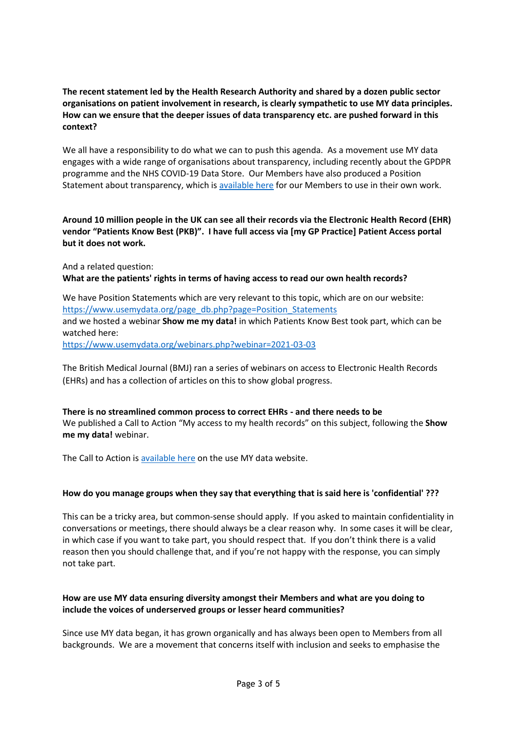**The recent statement led by the Health Research Authority and shared by a dozen public sector organisations on patient involvement in research, is clearly sympathetic to use MY data principles. How can we ensure that the deeper issues of data transparency etc. are pushed forward in this context?**

We all have a responsibility to do what we can to push this agenda. As a movement use MY data engages with a wide range of organisations about transparency, including recently about the GPDPR programme and the NHS COVID-19 Data Store. Our Members have also produced a Position Statement about transparency, which is [available here]() for our Members to use in their own work.

**Around 10 million people in the UK can see all their records via the Electronic Health Record (EHR) vendor "Patients Know Best (PKB)". I have full access via [my GP Practice] Patient Access portal but it does not work.**

And a related question:
**What are the patients' rights in terms of having access to read our own health records?**

We have Position Statements which are very relevant to this topic, which are on our website: [https://www.usemydata.org/page_db.php?page=Position_Statements](https://www.usemydata.org/page_db.php?page=Position_Statements)
and we hosted a webinar **Show me my data!** in which Patients Know Best took part, which can be watched here:
[https://www.usemydata.org/webinars.php?webinar=2021-03-03](https://www.usemydata.org/webinars.php?webinar=2021-03-03)

The British Medical Journal (BMJ) ran a series of webinars on access to Electronic Health Records (EHRs) and has a collection of articles on this to show global progress.

**There is no streamlined common process to correct EHRs - and there needs to be**
We published a Call to Action "My access to my health records" on this subject, following the **Show me my data!** webinar.

The Call to Action is [available here]() on the use MY data website.

**How do you manage groups when they say that everything that is said here is 'confidential' ???**

This can be a tricky area, but common-sense should apply. If you asked to maintain confidentiality in conversations or meetings, there should always be a clear reason why. In some cases it will be clear, in which case if you want to take part, you should respect that. If you don't think there is a valid reason then you should challenge that, and if you're not happy with the response, you can simply not take part.

**How are use MY data ensuring diversity amongst their Members and what are you doing to include the voices of underserved groups or lesser heard communities?**

Since use MY data began, it has grown organically and has always been open to Members from all backgrounds. We are a movement that concerns itself with inclusion and seeks to emphasise the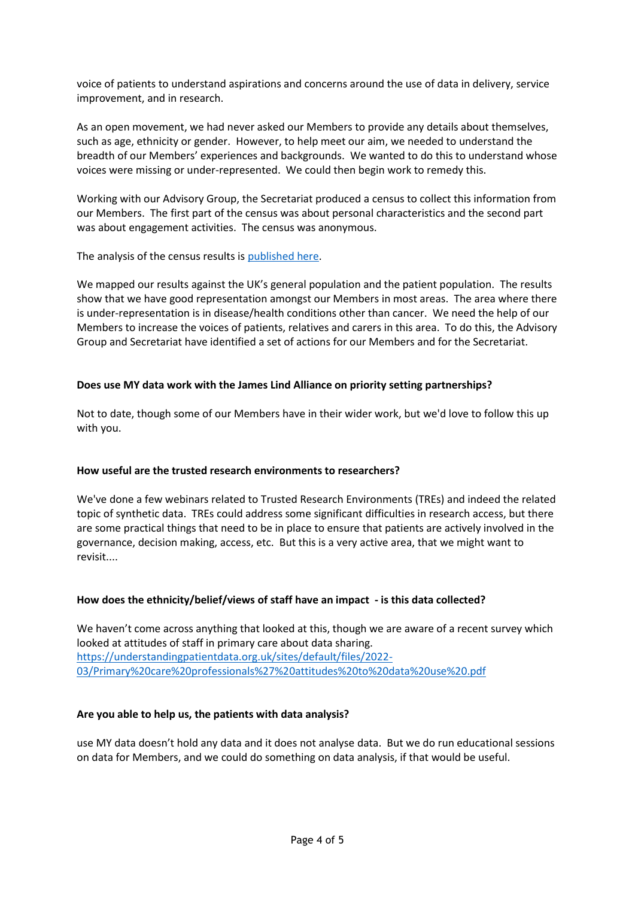voice of patients to understand aspirations and concerns around the use of data in delivery, service improvement, and in research.

As an open movement, we had never asked our Members to provide any details about themselves, such as age, ethnicity or gender. However, to help meet our aim, we needed to understand the breadth of our Members' experiences and backgrounds. We wanted to do this to understand whose voices were missing or under-represented. We could then begin work to remedy this.

Working with our Advisory Group, the Secretariat produced a census to collect this information from our Members. The first part of the census was about personal characteristics and the second part was about engagement activities. The census was anonymous.

The analysis of the census results is published here.

We mapped our results against the UK's general population and the patient population. The results show that we have good representation amongst our Members in most areas. The area where there is under-representation is in disease/health conditions other than cancer. We need the help of our Members to increase the voices of patients, relatives and carers in this area. To do this, the Advisory Group and Secretariat have identified a set of actions for our Members and for the Secretariat.

**Does use MY data work with the James Lind Alliance on priority setting partnerships?**

Not to date, though some of our Members have in their wider work, but we'd love to follow this up with you.

**How useful are the trusted research environments to researchers?**

We've done a few webinars related to Trusted Research Environments (TREs) and indeed the related topic of synthetic data. TREs could address some significant difficulties in research access, but there are some practical things that need to be in place to ensure that patients are actively involved in the governance, decision making, access, etc. But this is a very active area, that we might want to revisit....

**How does the ethnicity/belief/views of staff have an impact - is this data collected?**

We haven't come across anything that looked at this, though we are aware of a recent survey which looked at attitudes of staff in primary care about data sharing.
https://understandingpatientdata.org.uk/sites/default/files/2022-03/Primary%20care%20professionals%27%20attitudes%20to%20data%20use%20.pdf

**Are you able to help us, the patients with data analysis?**

use MY data doesn't hold any data and it does not analyse data. But we do run educational sessions on data for Members, and we could do something on data analysis, if that would be useful.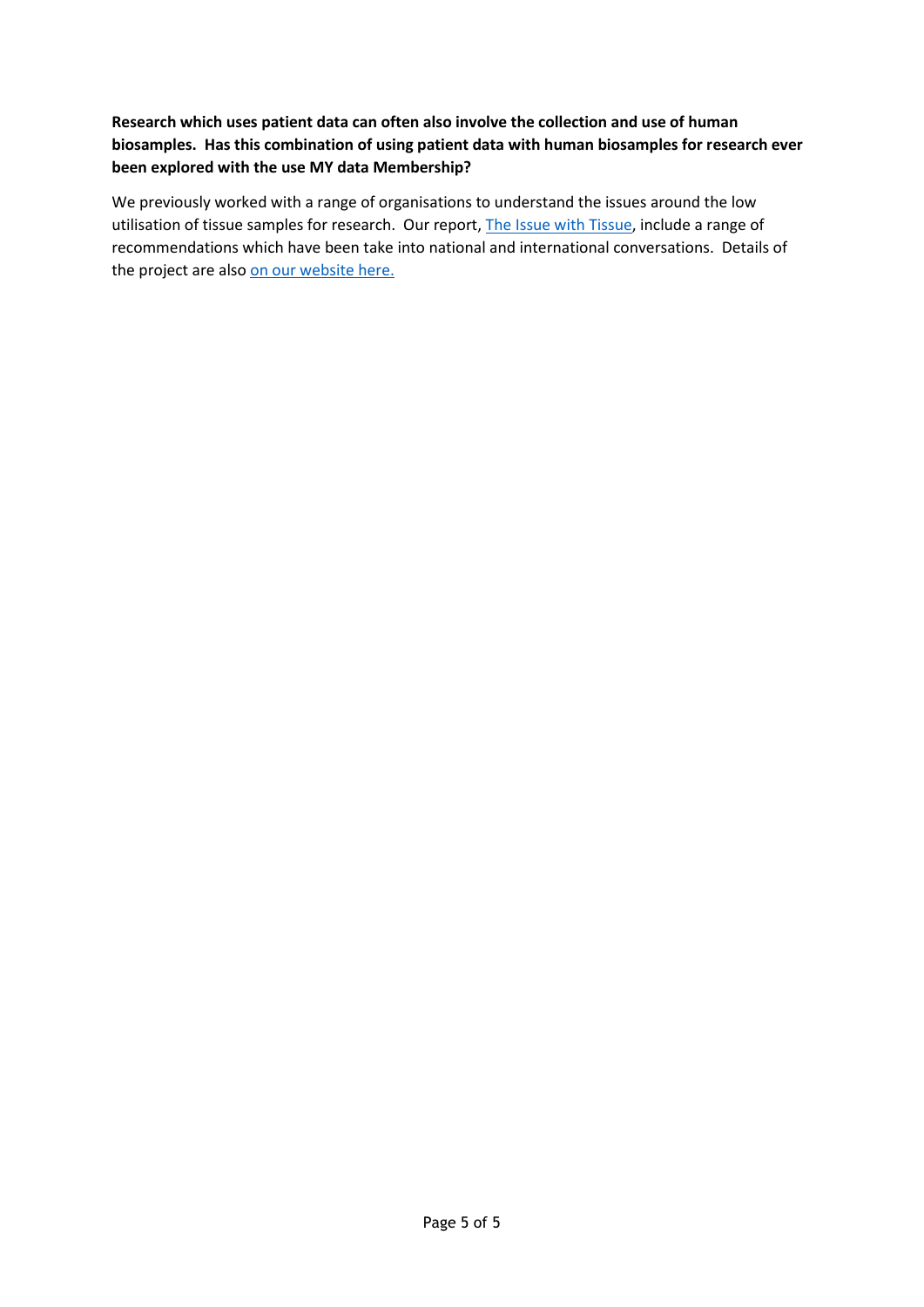**Research which uses patient data can often also involve the collection and use of human biosamples. Has this combination of using patient data with human biosamples for research ever been explored with the use MY data Membership?**

We previously worked with a range of organisations to understand the issues around the low utilisation of tissue samples for research. Our report, The Issue with Tissue, include a range of recommendations which have been take into national and international conversations. Details of the project are also on our website here.